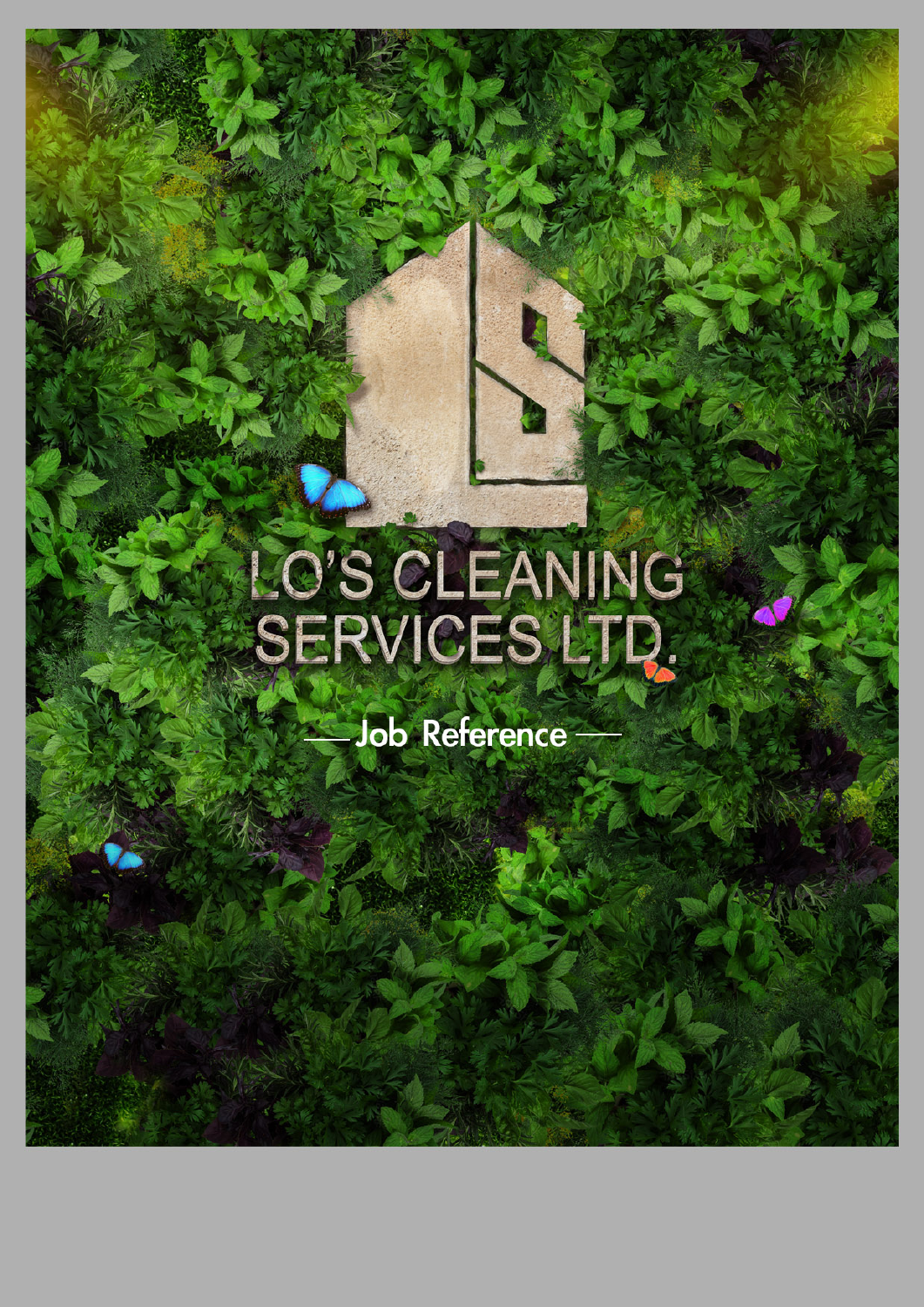# LO'S CLEANING SERVICES LTD.

## Job Reference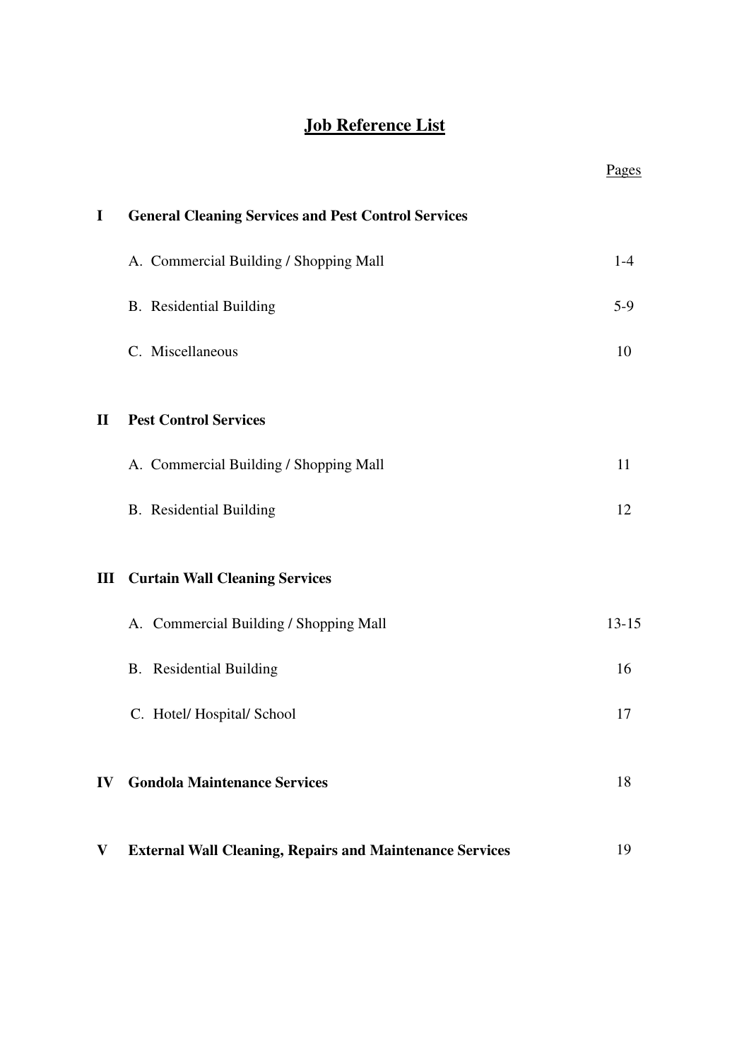# Job Reference List

| | | Pages |
|---|---|---|
| **I** | **General Cleaning Services and Pest Control Services** | |
| | A. Commercial Building / Shopping Mall | 1-4 |
| | B. Residential Building | 5-9 |
| | C. Miscellaneous | 10 |
| **II** | **Pest Control Services** | |
| | A. Commercial Building / Shopping Mall | 11 |
| | B. Residential Building | 12 |
| **III** | **Curtain Wall Cleaning Services** | |
| | A. Commercial Building / Shopping Mall | 13-15 |
| | B. Residential Building | 16 |
| | C. Hotel/ Hospital/ School | 17 |
| **IV** | **Gondola Maintenance Services** | 18 |
| **V** | **External Wall Cleaning, Repairs and Maintenance Services** | 19 |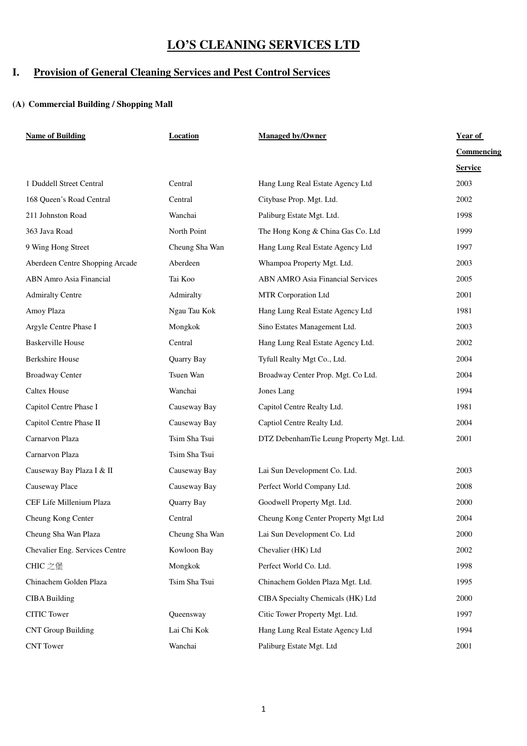# LO'S CLEANING SERVICES LTD

## I. Provision of General Cleaning Services and Pest Control Services

### (A) Commercial Building / Shopping Mall

| Name of Building | Location | Managed by/Owner | Year of Commencing Service |
|---|---|---|---|
| 1 Duddell Street Central | Central | Hang Lung Real Estate Agency Ltd | 2003 |
| 168 Queen's Road Central | Central | Citybase Prop. Mgt. Ltd. | 2002 |
| 211 Johnston Road | Wanchai | Paliburg Estate Mgt. Ltd. | 1998 |
| 363 Java Road | North Point | The Hong Kong & China Gas Co. Ltd | 1999 |
| 9 Wing Hong Street | Cheung Sha Wan | Hang Lung Real Estate Agency Ltd | 1997 |
| Aberdeen Centre Shopping Arcade | Aberdeen | Whampoa Property Mgt. Ltd. | 2003 |
| ABN Amro Asia Financial | Tai Koo | ABN AMRO Asia Financial Services | 2005 |
| Admiralty Centre | Admiralty | MTR Corporation Ltd | 2001 |
| Amoy Plaza | Ngau Tau Kok | Hang Lung Real Estate Agency Ltd | 1981 |
| Argyle Centre Phase I | Mongkok | Sino Estates Management Ltd. | 2003 |
| Baskerville House | Central | Hang Lung Real Estate Agency Ltd. | 2002 |
| Berkshire House | Quarry Bay | Tyfull Realty Mgt Co., Ltd. | 2004 |
| Broadway Center | Tsuen Wan | Broadway Center Prop. Mgt. Co Ltd. | 2004 |
| Caltex House | Wanchai | Jones Lang | 1994 |
| Capitol Centre Phase I | Causeway Bay | Capitol Centre Realty Ltd. | 1981 |
| Capitol Centre Phase II | Causeway Bay | Captiol Centre Realty Ltd. | 2004 |
| Carnarvon Plaza | Tsim Sha Tsui | DTZ DebenhamTie Leung Property Mgt. Ltd. | 2001 |
| Carnarvon Plaza | Tsim Sha Tsui | | |
| Causeway Bay Plaza I & II | Causeway Bay | Lai Sun Development Co. Ltd. | 2003 |
| Causeway Place | Causeway Bay | Perfect World Company Ltd. | 2008 |
| CEF Life Millenium Plaza | Quarry Bay | Goodwell Property Mgt. Ltd. | 2000 |
| Cheung Kong Center | Central | Cheung Kong Center Property Mgt Ltd | 2004 |
| Cheung Sha Wan Plaza | Cheung Sha Wan | Lai Sun Development Co. Ltd | 2000 |
| Chevalier Eng. Services Centre | Kowloon Bay | Chevalier (HK) Ltd | 2002 |
| CHIC 之堡 | Mongkok | Perfect World Co. Ltd. | 1998 |
| Chinachem Golden Plaza | Tsim Sha Tsui | Chinachem Golden Plaza Mgt. Ltd. | 1995 |
| CIBA Building | | CIBA Specialty Chemicals (HK) Ltd | 2000 |
| CITIC Tower | Queensway | Citic Tower Property Mgt. Ltd. | 1997 |
| CNT Group Building | Lai Chi Kok | Hang Lung Real Estate Agency Ltd | 1994 |
| CNT Tower | Wanchai | Paliburg Estate Mgt. Ltd | 2001 |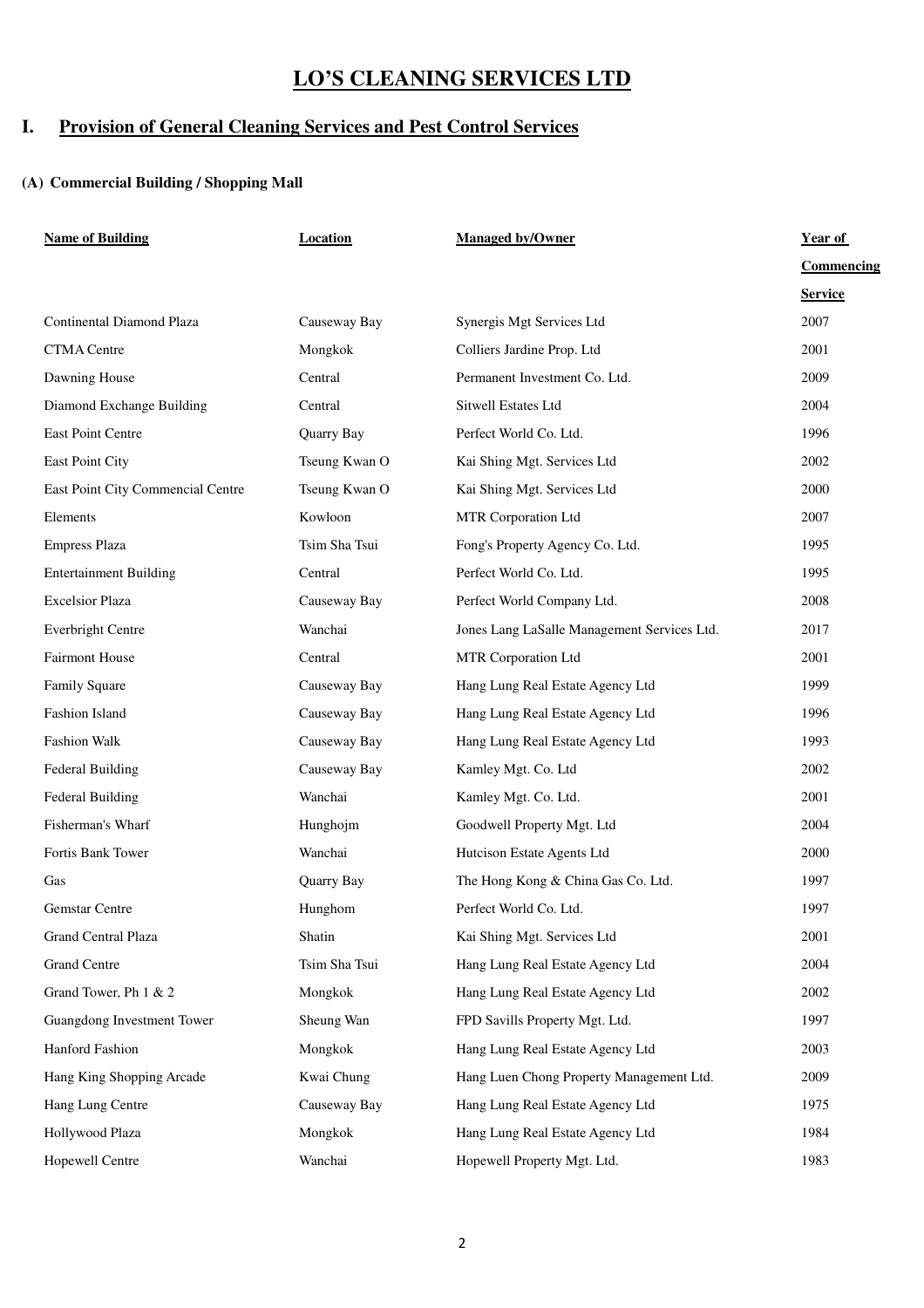# LO'S CLEANING SERVICES LTD

## I. Provision of General Cleaning Services and Pest Control Services

### (A) Commercial Building / Shopping Mall

| Name of Building | Location | Managed by/Owner | Year of Commencing Service |
|---|---|---|---|
| Continental Diamond Plaza | Causeway Bay | Synergis Mgt Services Ltd | 2007 |
| CTMA Centre | Mongkok | Colliers Jardine Prop. Ltd | 2001 |
| Dawning House | Central | Permanent Investment Co. Ltd. | 2009 |
| Diamond Exchange Building | Central | Sitwell Estates Ltd | 2004 |
| East Point Centre | Quarry Bay | Perfect World Co. Ltd. | 1996 |
| East Point City | Tseung Kwan O | Kai Shing Mgt. Services Ltd | 2002 |
| East Point City Commencial Centre | Tseung Kwan O | Kai Shing Mgt. Services Ltd | 2000 |
| Elements | Kowloon | MTR Corporation Ltd | 2007 |
| Empress Plaza | Tsim Sha Tsui | Fong's Property Agency Co. Ltd. | 1995 |
| Entertainment Building | Central | Perfect World Co. Ltd. | 1995 |
| Excelsior Plaza | Causeway Bay | Perfect World Company Ltd. | 2008 |
| Everbright Centre | Wanchai | Jones Lang LaSalle Management Services Ltd. | 2017 |
| Fairmont House | Central | MTR Corporation Ltd | 2001 |
| Family Square | Causeway Bay | Hang Lung Real Estate Agency Ltd | 1999 |
| Fashion Island | Causeway Bay | Hang Lung Real Estate Agency Ltd | 1996 |
| Fashion Walk | Causeway Bay | Hang Lung Real Estate Agency Ltd | 1993 |
| Federal Building | Causeway Bay | Kamley Mgt. Co. Ltd | 2002 |
| Federal Building | Wanchai | Kamley Mgt. Co. Ltd. | 2001 |
| Fisherman's Wharf | Hunghojm | Goodwell Property Mgt. Ltd | 2004 |
| Fortis Bank Tower | Wanchai | Hutcison Estate Agents Ltd | 2000 |
| Gas | Quarry Bay | The Hong Kong & China Gas Co. Ltd. | 1997 |
| Gemstar Centre | Hunghom | Perfect World Co. Ltd. | 1997 |
| Grand Central Plaza | Shatin | Kai Shing Mgt. Services Ltd | 2001 |
| Grand Centre | Tsim Sha Tsui | Hang Lung Real Estate Agency Ltd | 2004 |
| Grand Tower, Ph 1 & 2 | Mongkok | Hang Lung Real Estate Agency Ltd | 2002 |
| Guangdong Investment Tower | Sheung Wan | FPD Savills Property Mgt. Ltd. | 1997 |
| Hanford Fashion | Mongkok | Hang Lung Real Estate Agency Ltd | 2003 |
| Hang King Shopping Arcade | Kwai Chung | Hang Luen Chong Property Management Ltd. | 2009 |
| Hang Lung Centre | Causeway Bay | Hang Lung Real Estate Agency Ltd | 1975 |
| Hollywood Plaza | Mongkok | Hang Lung Real Estate Agency Ltd | 1984 |
| Hopewell Centre | Wanchai | Hopewell Property Mgt. Ltd. | 1983 |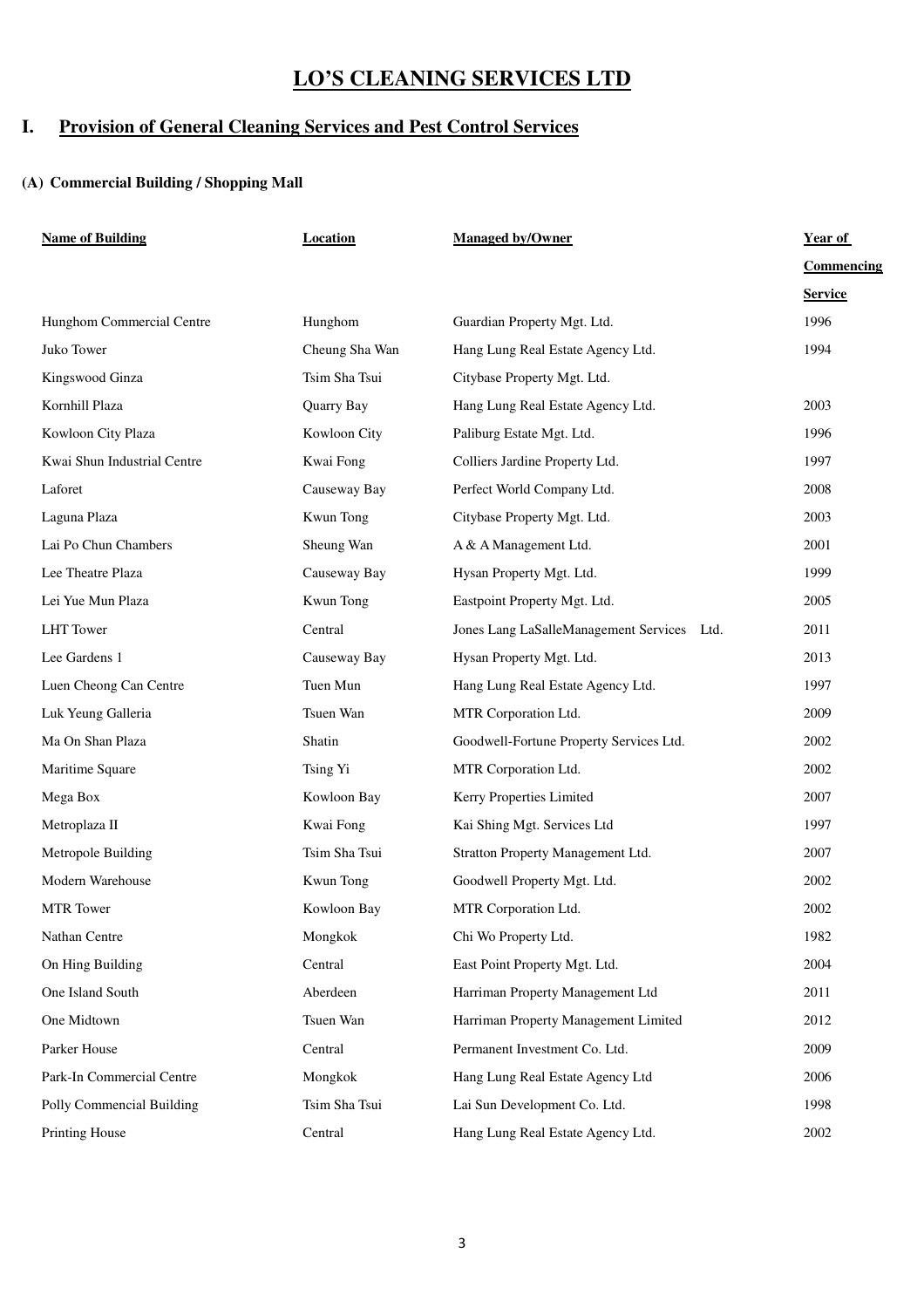# LO'S CLEANING SERVICES LTD

## I. Provision of General Cleaning Services and Pest Control Services

### (A) Commercial Building / Shopping Mall

| Name of Building | Location | Managed by/Owner | Year of Commencing Service |
|---|---|---|---|
| Hunghom Commercial Centre | Hunghom | Guardian Property Mgt. Ltd. | 1996 |
| Juko Tower | Cheung Sha Wan | Hang Lung Real Estate Agency Ltd. | 1994 |
| Kingswood Ginza | Tsim Sha Tsui | Citybase Property Mgt. Ltd. | |
| Kornhill Plaza | Quarry Bay | Hang Lung Real Estate Agency Ltd. | 2003 |
| Kowloon City Plaza | Kowloon City | Paliburg Estate Mgt. Ltd. | 1996 |
| Kwai Shun Industrial Centre | Kwai Fong | Colliers Jardine Property Ltd. | 1997 |
| Laforet | Causeway Bay | Perfect World Company Ltd. | 2008 |
| Laguna Plaza | Kwun Tong | Citybase Property Mgt. Ltd. | 2003 |
| Lai Po Chun Chambers | Sheung Wan | A & A Management Ltd. | 2001 |
| Lee Theatre Plaza | Causeway Bay | Hysan Property Mgt. Ltd. | 1999 |
| Lei Yue Mun Plaza | Kwun Tong | Eastpoint Property Mgt. Ltd. | 2005 |
| LHT Tower | Central | Jones Lang LaSalleManagement Services Ltd. | 2011 |
| Lee Gardens 1 | Causeway Bay | Hysan Property Mgt. Ltd. | 2013 |
| Luen Cheong Can Centre | Tuen Mun | Hang Lung Real Estate Agency Ltd. | 1997 |
| Luk Yeung Galleria | Tsuen Wan | MTR Corporation Ltd. | 2009 |
| Ma On Shan Plaza | Shatin | Goodwell-Fortune Property Services Ltd. | 2002 |
| Maritime Square | Tsing Yi | MTR Corporation Ltd. | 2002 |
| Mega Box | Kowloon Bay | Kerry Properties Limited | 2007 |
| Metroplaza II | Kwai Fong | Kai Shing Mgt. Services Ltd | 1997 |
| Metropole Building | Tsim Sha Tsui | Stratton Property Management Ltd. | 2007 |
| Modern Warehouse | Kwun Tong | Goodwell Property Mgt. Ltd. | 2002 |
| MTR Tower | Kowloon Bay | MTR Corporation Ltd. | 2002 |
| Nathan Centre | Mongkok | Chi Wo Property Ltd. | 1982 |
| On Hing Building | Central | East Point Property Mgt. Ltd. | 2004 |
| One Island South | Aberdeen | Harriman Property Management Ltd | 2011 |
| One Midtown | Tsuen Wan | Harriman Property Management Limited | 2012 |
| Parker House | Central | Permanent Investment Co. Ltd. | 2009 |
| Park-In Commercial Centre | Mongkok | Hang Lung Real Estate Agency Ltd | 2006 |
| Polly Commencial Building | Tsim Sha Tsui | Lai Sun Development Co. Ltd. | 1998 |
| Printing House | Central | Hang Lung Real Estate Agency Ltd. | 2002 |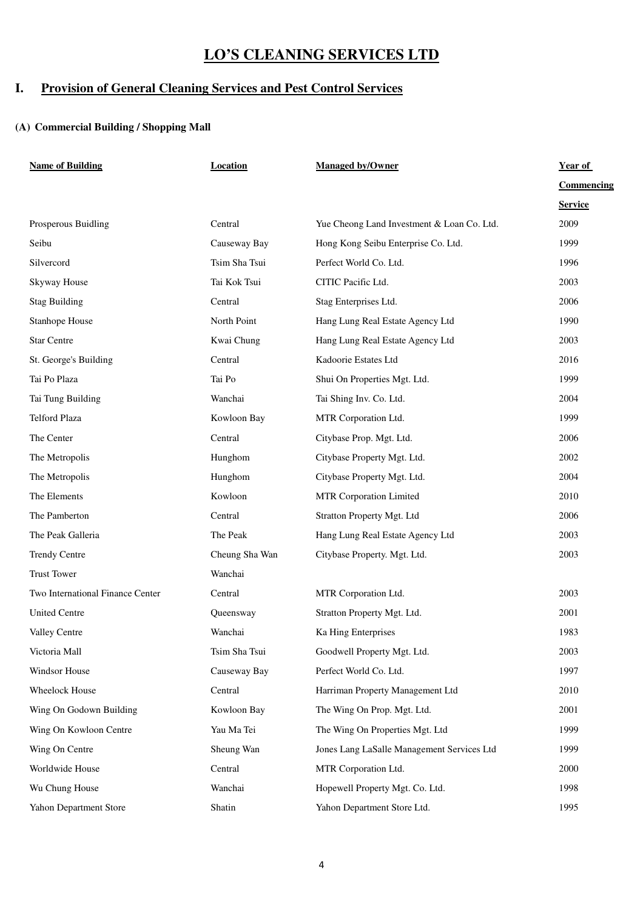# LO'S CLEANING SERVICES LTD

## I. Provision of General Cleaning Services and Pest Control Services

### (A) Commercial Building / Shopping Mall

| Name of Building | Location | Managed by/Owner | Year of Commencing Service |
|---|---|---|---|
| Prosperous Buidling | Central | Yue Cheong Land Investment & Loan Co. Ltd. | 2009 |
| Seibu | Causeway Bay | Hong Kong Seibu Enterprise Co. Ltd. | 1999 |
| Silvercord | Tsim Sha Tsui | Perfect World Co. Ltd. | 1996 |
| Skyway House | Tai Kok Tsui | CITIC Pacific Ltd. | 2003 |
| Stag Building | Central | Stag Enterprises Ltd. | 2006 |
| Stanhope House | North Point | Hang Lung Real Estate Agency Ltd | 1990 |
| Star Centre | Kwai Chung | Hang Lung Real Estate Agency Ltd | 2003 |
| St. George's Building | Central | Kadoorie Estates Ltd | 2016 |
| Tai Po Plaza | Tai Po | Shui On Properties Mgt. Ltd. | 1999 |
| Tai Tung Building | Wanchai | Tai Shing Inv. Co. Ltd. | 2004 |
| Telford Plaza | Kowloon Bay | MTR Corporation Ltd. | 1999 |
| The Center | Central | Citybase Prop. Mgt. Ltd. | 2006 |
| The Metropolis | Hunghom | Citybase Property Mgt. Ltd. | 2002 |
| The Metropolis | Hunghom | Citybase Property Mgt. Ltd. | 2004 |
| The Elements | Kowloon | MTR Corporation Limited | 2010 |
| The Pamberton | Central | Stratton Property Mgt. Ltd | 2006 |
| The Peak Galleria | The Peak | Hang Lung Real Estate Agency Ltd | 2003 |
| Trendy Centre | Cheung Sha Wan | Citybase Property. Mgt. Ltd. | 2003 |
| Trust Tower | Wanchai | | |
| Two International Finance Center | Central | MTR Corporation Ltd. | 2003 |
| United Centre | Queensway | Stratton Property Mgt. Ltd. | 2001 |
| Valley Centre | Wanchai | Ka Hing Enterprises | 1983 |
| Victoria Mall | Tsim Sha Tsui | Goodwell Property Mgt. Ltd. | 2003 |
| Windsor House | Causeway Bay | Perfect World Co. Ltd. | 1997 |
| Wheelock House | Central | Harriman Property Management Ltd | 2010 |
| Wing On Godown Building | Kowloon Bay | The Wing On Prop. Mgt. Ltd. | 2001 |
| Wing On Kowloon Centre | Yau Ma Tei | The Wing On Properties Mgt. Ltd | 1999 |
| Wing On Centre | Sheung Wan | Jones Lang LaSalle Management Services Ltd | 1999 |
| Worldwide House | Central | MTR Corporation Ltd. | 2000 |
| Wu Chung House | Wanchai | Hopewell Property Mgt. Co. Ltd. | 1998 |
| Yahon Department Store | Shatin | Yahon Department Store Ltd. | 1995 |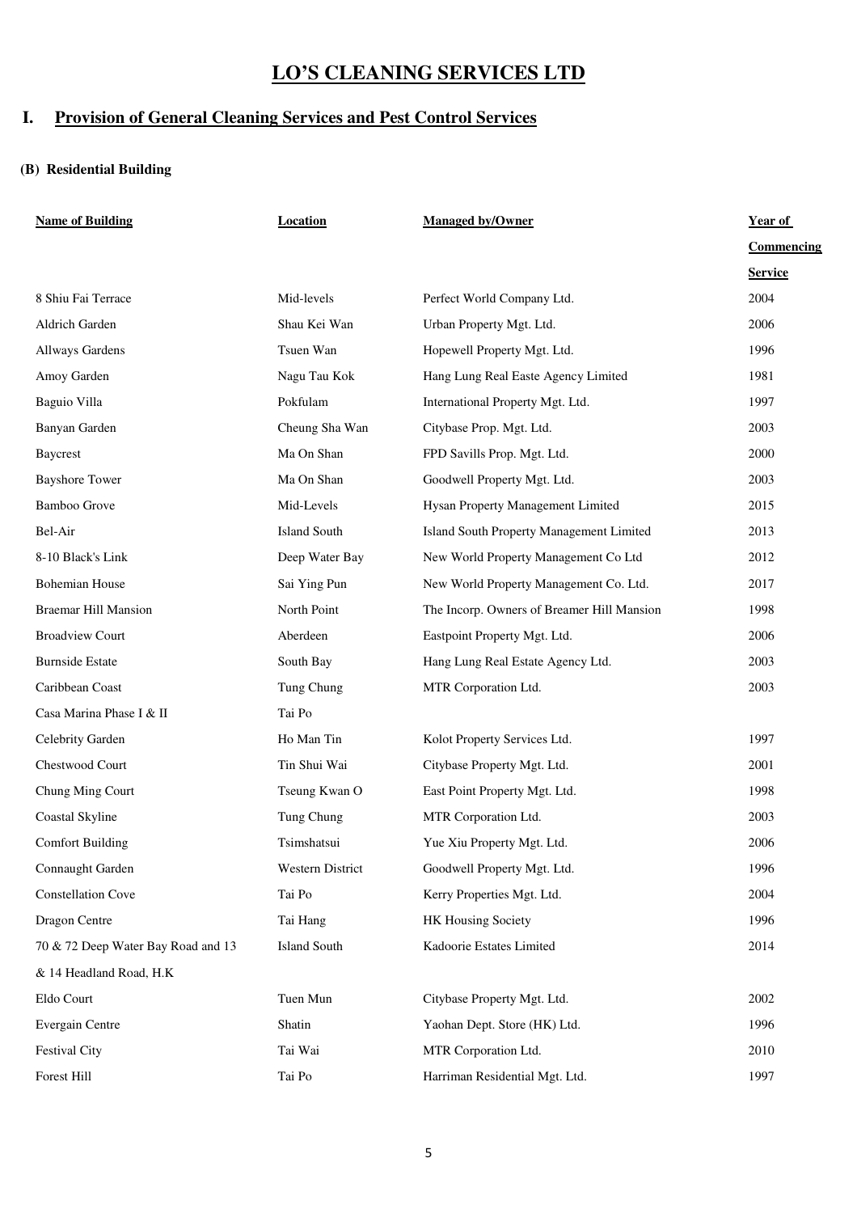# LO'S CLEANING SERVICES LTD

## I. Provision of General Cleaning Services and Pest Control Services

### (B) Residential Building

| Name of Building | Location | Managed by/Owner | Year of Commencing Service |
|---|---|---|---|
| 8 Shiu Fai Terrace | Mid-levels | Perfect World Company Ltd. | 2004 |
| Aldrich Garden | Shau Kei Wan | Urban Property Mgt. Ltd. | 2006 |
| Allways Gardens | Tsuen Wan | Hopewell Property Mgt. Ltd. | 1996 |
| Amoy Garden | Nagu Tau Kok | Hang Lung Real Easte Agency Limited | 1981 |
| Baguio Villa | Pokfulam | International Property Mgt. Ltd. | 1997 |
| Banyan Garden | Cheung Sha Wan | Citybase Prop. Mgt. Ltd. | 2003 |
| Baycrest | Ma On Shan | FPD Savills Prop. Mgt. Ltd. | 2000 |
| Bayshore Tower | Ma On Shan | Goodwell Property Mgt. Ltd. | 2003 |
| Bamboo Grove | Mid-Levels | Hysan Property Management Limited | 2015 |
| Bel-Air | Island South | Island South Property Management Limited | 2013 |
| 8-10 Black's Link | Deep Water Bay | New World Property Management Co Ltd | 2012 |
| Bohemian House | Sai Ying Pun | New World Property Management Co. Ltd. | 2017 |
| Braemar Hill Mansion | North Point | The Incorp. Owners of Breamer Hill Mansion | 1998 |
| Broadview Court | Aberdeen | Eastpoint Property Mgt. Ltd. | 2006 |
| Burnside Estate | South Bay | Hang Lung Real Estate Agency Ltd. | 2003 |
| Caribbean Coast | Tung Chung | MTR Corporation Ltd. | 2003 |
| Casa Marina Phase I & II | Tai Po | | |
| Celebrity Garden | Ho Man Tin | Kolot Property Services Ltd. | 1997 |
| Chestwood Court | Tin Shui Wai | Citybase Property Mgt. Ltd. | 2001 |
| Chung Ming Court | Tseung Kwan O | East Point Property Mgt. Ltd. | 1998 |
| Coastal Skyline | Tung Chung | MTR Corporation Ltd. | 2003 |
| Comfort Building | Tsimshatsui | Yue Xiu Property Mgt. Ltd. | 2006 |
| Connaught Garden | Western District | Goodwell Property Mgt. Ltd. | 1996 |
| Constellation Cove | Tai Po | Kerry Properties Mgt. Ltd. | 2004 |
| Dragon Centre | Tai Hang | HK Housing Society | 1996 |
| 70 & 72 Deep Water Bay Road and 13 & 14 Headland Road, H.K | Island South | Kadoorie Estates Limited | 2014 |
| Eldo Court | Tuen Mun | Citybase Property Mgt. Ltd. | 2002 |
| Evergain Centre | Shatin | Yaohan Dept. Store (HK) Ltd. | 1996 |
| Festival City | Tai Wai | MTR Corporation Ltd. | 2010 |
| Forest Hill | Tai Po | Harriman Residential Mgt. Ltd. | 1997 |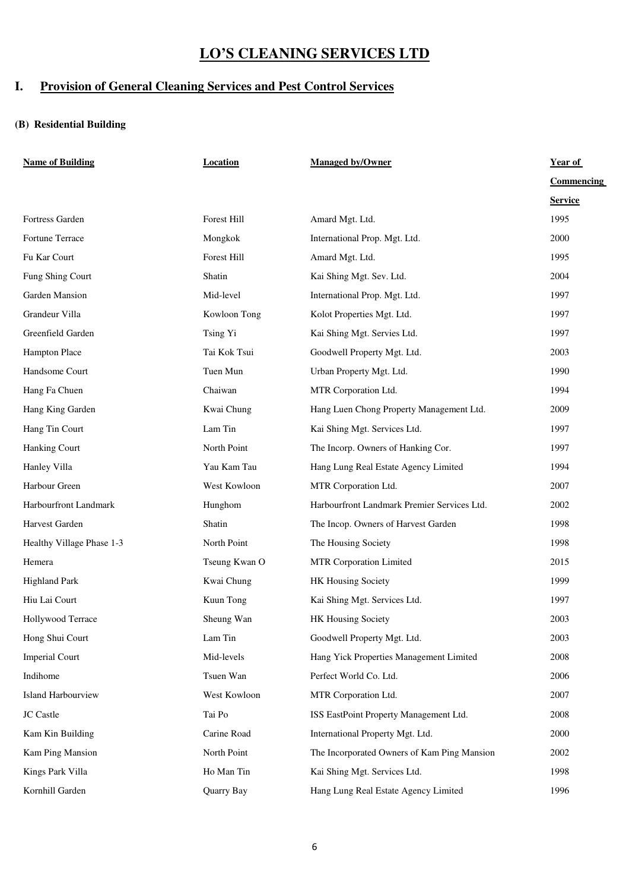# LO'S CLEANING SERVICES LTD

## I. Provision of General Cleaning Services and Pest Control Services

### (B) Residential Building

| Name of Building | Location | Managed by/Owner | Year of Commencing Service |
|---|---|---|---|
| Fortress Garden | Forest Hill | Amard Mgt. Ltd. | 1995 |
| Fortune Terrace | Mongkok | International Prop. Mgt. Ltd. | 2000 |
| Fu Kar Court | Forest Hill | Amard Mgt. Ltd. | 1995 |
| Fung Shing Court | Shatin | Kai Shing Mgt. Sev. Ltd. | 2004 |
| Garden Mansion | Mid-level | International Prop. Mgt. Ltd. | 1997 |
| Grandeur Villa | Kowloon Tong | Kolot Properties Mgt. Ltd. | 1997 |
| Greenfield Garden | Tsing Yi | Kai Shing Mgt. Servies Ltd. | 1997 |
| Hampton Place | Tai Kok Tsui | Goodwell Property Mgt. Ltd. | 2003 |
| Handsome Court | Tuen Mun | Urban Property Mgt. Ltd. | 1990 |
| Hang Fa Chuen | Chaiwan | MTR Corporation Ltd. | 1994 |
| Hang King Garden | Kwai Chung | Hang Luen Chong Property Management Ltd. | 2009 |
| Hang Tin Court | Lam Tin | Kai Shing Mgt. Services Ltd. | 1997 |
| Hanking Court | North Point | The Incorp. Owners of Hanking Cor. | 1997 |
| Hanley Villa | Yau Kam Tau | Hang Lung Real Estate Agency Limited | 1994 |
| Harbour Green | West Kowloon | MTR Corporation Ltd. | 2007 |
| Harbourfront Landmark | Hunghom | Harbourfront Landmark Premier Services Ltd. | 2002 |
| Harvest Garden | Shatin | The Incop. Owners of Harvest Garden | 1998 |
| Healthy Village Phase 1-3 | North Point | The Housing Society | 1998 |
| Hemera | Tseung Kwan O | MTR Corporation Limited | 2015 |
| Highland Park | Kwai Chung | HK Housing Society | 1999 |
| Hiu Lai Court | Kuun Tong | Kai Shing Mgt. Services Ltd. | 1997 |
| Hollywood Terrace | Sheung Wan | HK Housing Society | 2003 |
| Hong Shui Court | Lam Tin | Goodwell Property Mgt. Ltd. | 2003 |
| Imperial Court | Mid-levels | Hang Yick Properties Management Limited | 2008 |
| Indihome | Tsuen Wan | Perfect World Co. Ltd. | 2006 |
| Island Harbourview | West Kowloon | MTR Corporation Ltd. | 2007 |
| JC Castle | Tai Po | ISS EastPoint Property Management Ltd. | 2008 |
| Kam Kin Building | Carine Road | International Property Mgt. Ltd. | 2000 |
| Kam Ping Mansion | North Point | The Incorporated Owners of Kam Ping Mansion | 2002 |
| Kings Park Villa | Ho Man Tin | Kai Shing Mgt. Services Ltd. | 1998 |
| Kornhill Garden | Quarry Bay | Hang Lung Real Estate Agency Limited | 1996 |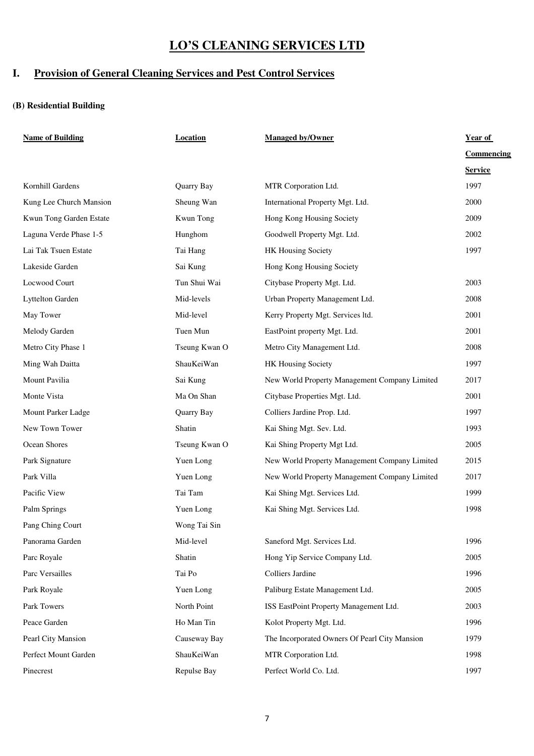# LO'S CLEANING SERVICES LTD

## I. Provision of General Cleaning Services and Pest Control Services

### (B) Residential Building

| Name of Building | Location | Managed by/Owner | Year of Commencing Service |
|---|---|---|---|
| Kornhill Gardens | Quarry Bay | MTR Corporation Ltd. | 1997 |
| Kung Lee Church Mansion | Sheung Wan | International Property Mgt. Ltd. | 2000 |
| Kwun Tong Garden Estate | Kwun Tong | Hong Kong Housing Society | 2009 |
| Laguna Verde Phase 1-5 | Hunghom | Goodwell Property Mgt. Ltd. | 2002 |
| Lai Tak Tsuen Estate | Tai Hang | HK Housing Society | 1997 |
| Lakeside Garden | Sai Kung | Hong Kong Housing Society | |
| Locwood Court | Tun Shui Wai | Citybase Property Mgt. Ltd. | 2003 |
| Lyttelton Garden | Mid-levels | Urban Property Management Ltd. | 2008 |
| May Tower | Mid-level | Kerry Property Mgt. Services ltd. | 2001 |
| Melody Garden | Tuen Mun | EastPoint property Mgt. Ltd. | 2001 |
| Metro City Phase 1 | Tseung Kwan O | Metro City Management Ltd. | 2008 |
| Ming Wah Daitta | ShauKeiWan | HK Housing Society | 1997 |
| Mount Pavilia | Sai Kung | New World Property Management Company Limited | 2017 |
| Monte Vista | Ma On Shan | Citybase Properties Mgt. Ltd. | 2001 |
| Mount Parker Lodge | Quarry Bay | Colliers Jardine Prop. Ltd. | 1997 |
| New Town Tower | Shatin | Kai Shing Mgt. Sev. Ltd. | 1993 |
| Ocean Shores | Tseung Kwan O | Kai Shing Property Mgt Ltd. | 2005 |
| Park Signature | Yuen Long | New World Property Management Company Limited | 2015 |
| Park Villa | Yuen Long | New World Property Management Company Limited | 2017 |
| Pacific View | Tai Tam | Kai Shing Mgt. Services Ltd. | 1999 |
| Palm Springs | Yuen Long | Kai Shing Mgt. Services Ltd. | 1998 |
| Pang Ching Court | Wong Tai Sin | | |
| Panorama Garden | Mid-level | Saneford Mgt. Services Ltd. | 1996 |
| Parc Royale | Shatin | Hong Yip Service Company Ltd. | 2005 |
| Parc Versailles | Tai Po | Colliers Jardine | 1996 |
| Park Royale | Yuen Long | Paliburg Estate Management Ltd. | 2005 |
| Park Towers | North Point | ISS EastPoint Property Management Ltd. | 2003 |
| Peace Garden | Ho Man Tin | Kolot Property Mgt. Ltd. | 1996 |
| Pearl City Mansion | Causeway Bay | The Incorporated Owners Of Pearl City Mansion | 1979 |
| Perfect Mount Garden | ShauKeiWan | MTR Corporation Ltd. | 1998 |
| Pinecrest | Repulse Bay | Perfect World Co. Ltd. | 1997 |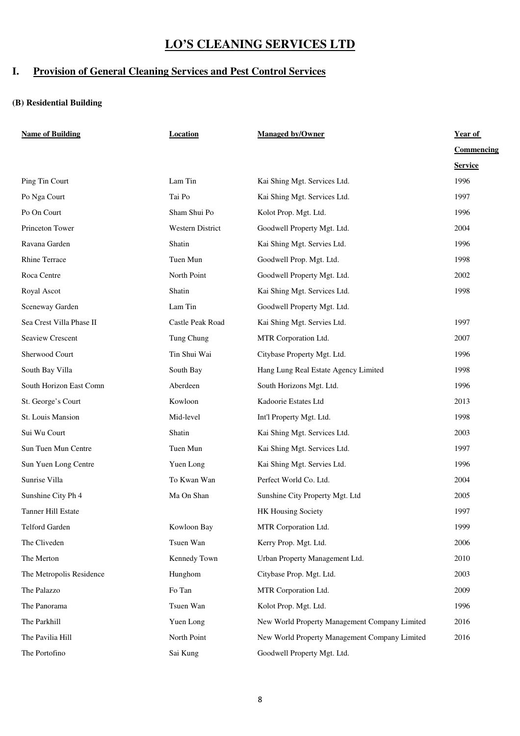# LO'S CLEANING SERVICES LTD

## I. Provision of General Cleaning Services and Pest Control Services

### (B) Residential Building

| Name of Building | Location | Managed by/Owner | Year of Commencing Service |
|---|---|---|---|
| Ping Tin Court | Lam Tin | Kai Shing Mgt. Services Ltd. | 1996 |
| Po Nga Court | Tai Po | Kai Shing Mgt. Services Ltd. | 1997 |
| Po On Court | Sham Shui Po | Kolot Prop. Mgt. Ltd. | 1996 |
| Princeton Tower | Western District | Goodwell Property Mgt. Ltd. | 2004 |
| Ravana Garden | Shatin | Kai Shing Mgt. Servies Ltd. | 1996 |
| Rhine Terrace | Tuen Mun | Goodwell Prop. Mgt. Ltd. | 1998 |
| Roca Centre | North Point | Goodwell Property Mgt. Ltd. | 2002 |
| Royal Ascot | Shatin | Kai Shing Mgt. Services Ltd. | 1998 |
| Sceneway Garden | Lam Tin | Goodwell Property Mgt. Ltd. | |
| Sea Crest Villa Phase II | Castle Peak Road | Kai Shing Mgt. Servies Ltd. | 1997 |
| Seaview Crescent | Tung Chung | MTR Corporation Ltd. | 2007 |
| Sherwood Court | Tin Shui Wai | Citybase Property Mgt. Ltd. | 1996 |
| South Bay Villa | South Bay | Hang Lung Real Estate Agency Limited | 1998 |
| South Horizon East Comn | Aberdeen | South Horizons Mgt. Ltd. | 1996 |
| St. George's Court | Kowloon | Kadoorie Estates Ltd | 2013 |
| St. Louis Mansion | Mid-level | Int'l Property Mgt. Ltd. | 1998 |
| Sui Wu Court | Shatin | Kai Shing Mgt. Services Ltd. | 2003 |
| Sun Tuen Mun Centre | Tuen Mun | Kai Shing Mgt. Services Ltd. | 1997 |
| Sun Yuen Long Centre | Yuen Long | Kai Shing Mgt. Servies Ltd. | 1996 |
| Sunrise Villa | To Kwan Wan | Perfect World Co. Ltd. | 2004 |
| Sunshine City Ph 4 | Ma On Shan | Sunshine City Property Mgt. Ltd | 2005 |
| Tanner Hill Estate | | HK Housing Society | 1997 |
| Telford Garden | Kowloon Bay | MTR Corporation Ltd. | 1999 |
| The Cliveden | Tsuen Wan | Kerry Prop. Mgt. Ltd. | 2006 |
| The Merton | Kennedy Town | Urban Property Management Ltd. | 2010 |
| The Metropolis Residence | Hunghom | Citybase Prop. Mgt. Ltd. | 2003 |
| The Palazzo | Fo Tan | MTR Corporation Ltd. | 2009 |
| The Panorama | Tsuen Wan | Kolot Prop. Mgt. Ltd. | 1996 |
| The Parkhill | Yuen Long | New World Property Management Company Limited | 2016 |
| The Pavilia Hill | North Point | New World Property Management Company Limited | 2016 |
| The Portofino | Sai Kung | Goodwell Property Mgt. Ltd. | |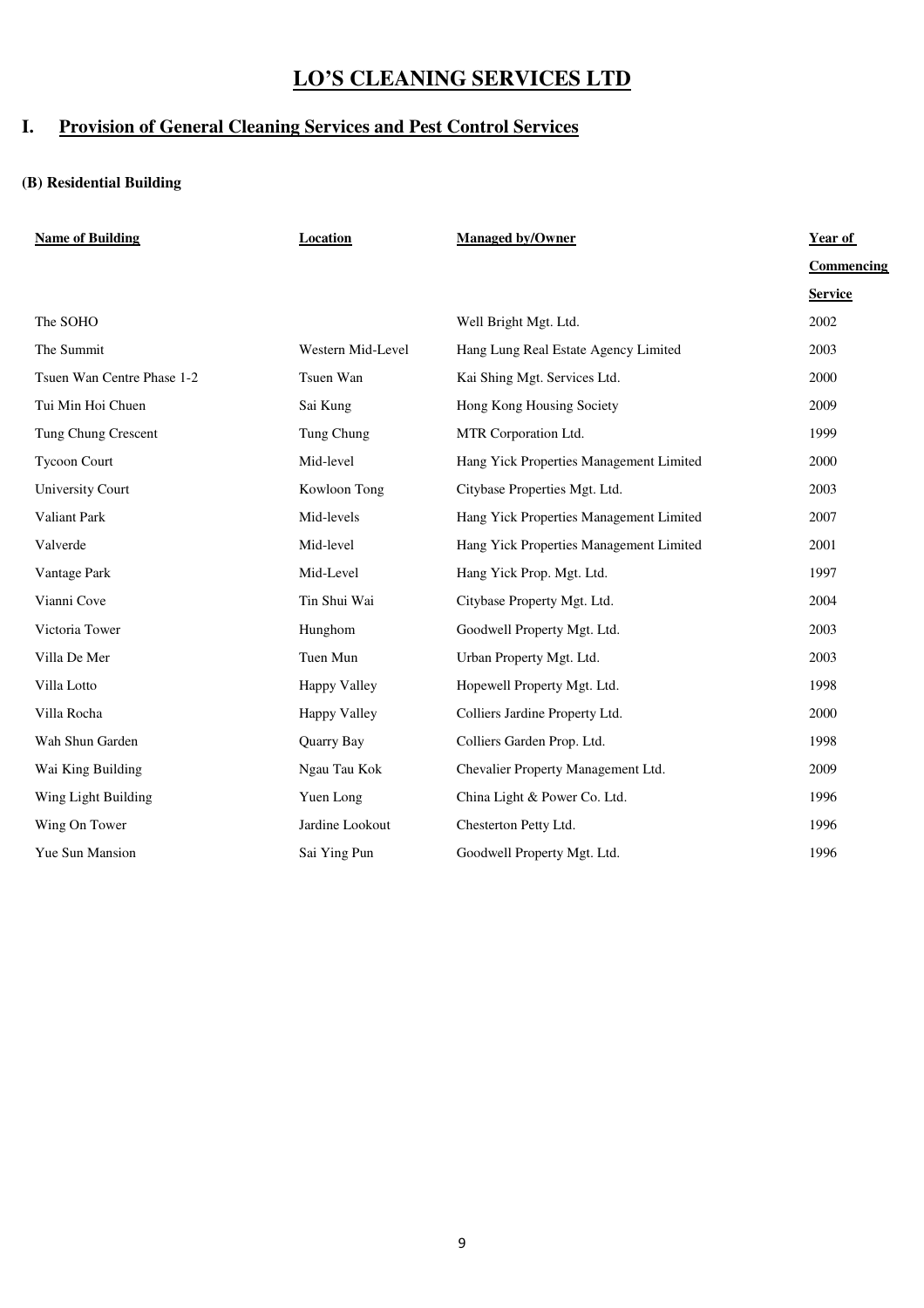# LO'S CLEANING SERVICES LTD

## I. Provision of General Cleaning Services and Pest Control Services

### (B) Residential Building

| Name of Building | Location | Managed by/Owner | Year of Commencing Service |
|---|---|---|---|
| The SOHO | | Well Bright Mgt. Ltd. | 2002 |
| The Summit | Western Mid-Level | Hang Lung Real Estate Agency Limited | 2003 |
| Tsuen Wan Centre Phase 1-2 | Tsuen Wan | Kai Shing Mgt. Services Ltd. | 2000 |
| Tui Min Hoi Chuen | Sai Kung | Hong Kong Housing Society | 2009 |
| Tung Chung Crescent | Tung Chung | MTR Corporation Ltd. | 1999 |
| Tycoon Court | Mid-level | Hang Yick Properties Management Limited | 2000 |
| University Court | Kowloon Tong | Citybase Properties Mgt. Ltd. | 2003 |
| Valiant Park | Mid-levels | Hang Yick Properties Management Limited | 2007 |
| Valverde | Mid-level | Hang Yick Properties Management Limited | 2001 |
| Vantage Park | Mid-Level | Hang Yick Prop. Mgt. Ltd. | 1997 |
| Vianni Cove | Tin Shui Wai | Citybase Property Mgt. Ltd. | 2004 |
| Victoria Tower | Hunghom | Goodwell Property Mgt. Ltd. | 2003 |
| Villa De Mer | Tuen Mun | Urban Property Mgt. Ltd. | 2003 |
| Villa Lotto | Happy Valley | Hopewell Property Mgt. Ltd. | 1998 |
| Villa Rocha | Happy Valley | Colliers Jardine Property Ltd. | 2000 |
| Wah Shun Garden | Quarry Bay | Colliers Garden Prop. Ltd. | 1998 |
| Wai King Building | Ngau Tau Kok | Chevalier Property Management Ltd. | 2009 |
| Wing Light Building | Yuen Long | China Light & Power Co. Ltd. | 1996 |
| Wing On Tower | Jardine Lookout | Chesterton Petty Ltd. | 1996 |
| Yue Sun Mansion | Sai Ying Pun | Goodwell Property Mgt. Ltd. | 1996 |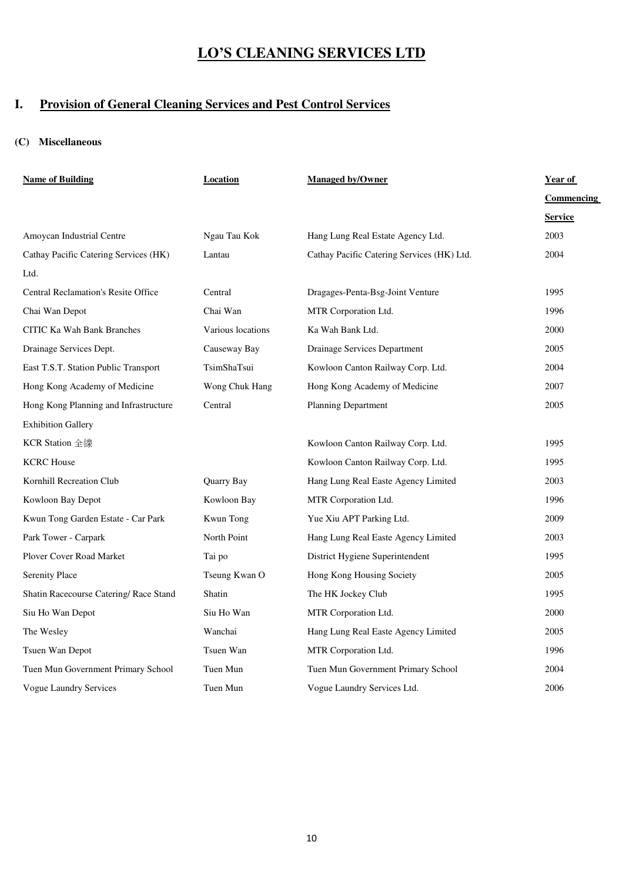# LO'S CLEANING SERVICES LTD

## I. Provision of General Cleaning Services and Pest Control Services

### (C) Miscellaneous

| Name of Building | Location | Managed by/Owner | Year of Commencing Service |
|---|---|---|---|
| Amoycan Industrial Centre | Ngau Tau Kok | Hang Lung Real Estate Agency Ltd. | 2003 |
| Cathay Pacific Catering Services (HK) Ltd. | Lantau | Cathay Pacific Catering Services (HK) Ltd. | 2004 |
| Central Reclamation's Resite Office | Central | Dragages-Penta-Bsg-Joint Venture | 1995 |
| Chai Wan Depot | Chai Wan | MTR Corporation Ltd. | 1996 |
| CITIC Ka Wah Bank Branches | Various locations | Ka Wah Bank Ltd. | 2000 |
| Drainage Services Dept. | Causeway Bay | Drainage Services Department | 2005 |
| East T.S.T. Station Public Transport | TsimShaTsui | Kowloon Canton Railway Corp. Ltd. | 2004 |
| Hong Kong Academy of Medicine | Wong Chuk Hang | Hong Kong Academy of Medicine | 2007 |
| Hong Kong Planning and Infrastructure Exhibition Gallery | Central | Planning Department | 2005 |
| KCR Station 全線 | | Kowloon Canton Railway Corp. Ltd. | 1995 |
| KCRC House | | Kowloon Canton Railway Corp. Ltd. | 1995 |
| Kornhill Recreation Club | Quarry Bay | Hang Lung Real Easte Agency Limited | 2003 |
| Kowloon Bay Depot | Kowloon Bay | MTR Corporation Ltd. | 1996 |
| Kwun Tong Garden Estate - Car Park | Kwun Tong | Yue Xiu APT Parking Ltd. | 2009 |
| Park Tower - Carpark | North Point | Hang Lung Real Easte Agency Limited | 2003 |
| Plover Cover Road Market | Tai po | District Hygiene Superintendent | 1995 |
| Serenity Place | Tseung Kwan O | Hong Kong Housing Society | 2005 |
| Shatin Racecourse Catering/ Race Stand | Shatin | The HK Jockey Club | 1995 |
| Siu Ho Wan Depot | Siu Ho Wan | MTR Corporation Ltd. | 2000 |
| The Wesley | Wanchai | Hang Lung Real Easte Agency Limited | 2005 |
| Tsuen Wan Depot | Tsuen Wan | MTR Corporation Ltd. | 1996 |
| Tuen Mun Government Primary School | Tuen Mun | Tuen Mun Government Primary School | 2004 |
| Vogue Laundry Services | Tuen Mun | Vogue Laundry Services Ltd. | 2006 |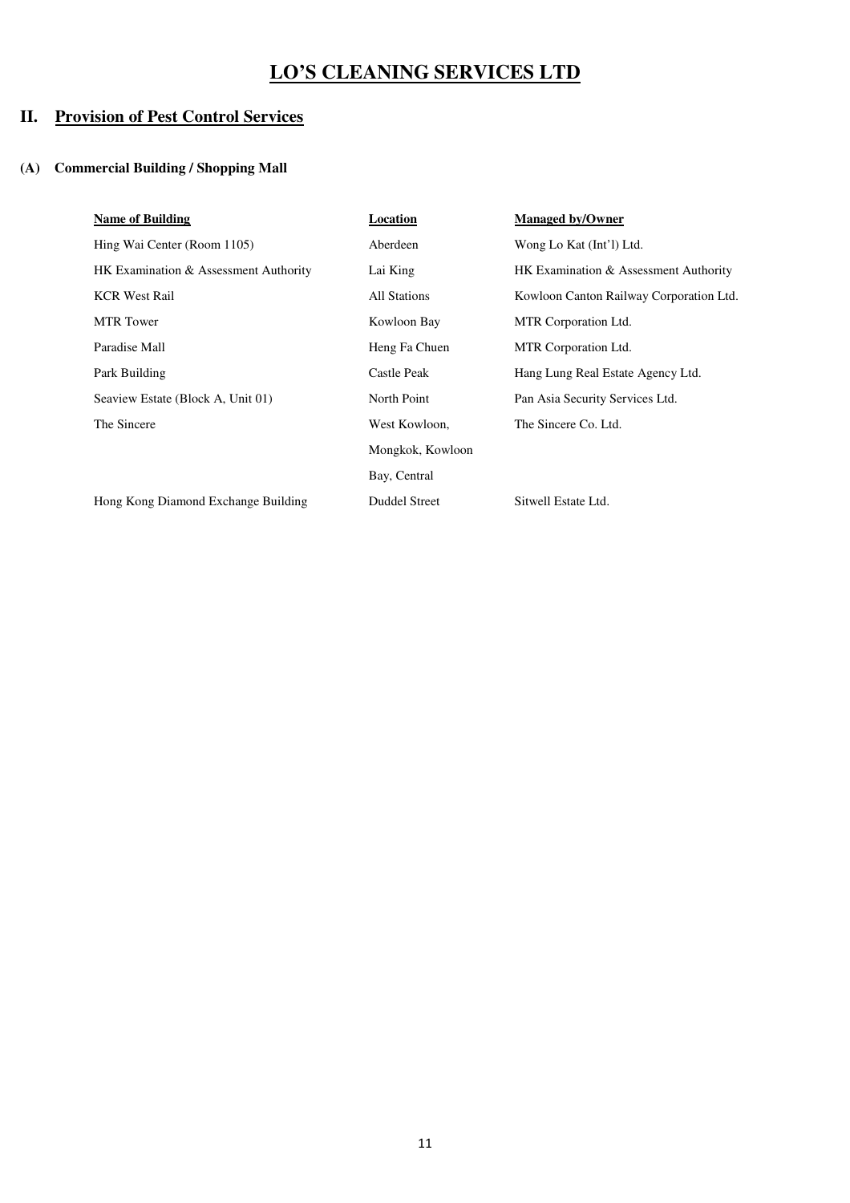# LO'S CLEANING SERVICES LTD

## II. Provision of Pest Control Services

### (A) Commercial Building / Shopping Mall

| Name of Building | Location | Managed by/Owner |
|---|---|---|
| Hing Wai Center (Room 1105) | Aberdeen | Wong Lo Kat (Int'l) Ltd. |
| HK Examination & Assessment Authority | Lai King | HK Examination & Assessment Authority |
| KCR West Rail | All Stations | Kowloon Canton Railway Corporation Ltd. |
| MTR Tower | Kowloon Bay | MTR Corporation Ltd. |
| Paradise Mall | Heng Fa Chuen | MTR Corporation Ltd. |
| Park Building | Castle Peak | Hang Lung Real Estate Agency Ltd. |
| Seaview Estate (Block A, Unit 01) | North Point | Pan Asia Security Services Ltd. |
| The Sincere | West Kowloon, Mongkok, Kowloon Bay, Central | The Sincere Co. Ltd. |
| Hong Kong Diamond Exchange Building | Duddel Street | Sitwell Estate Ltd. |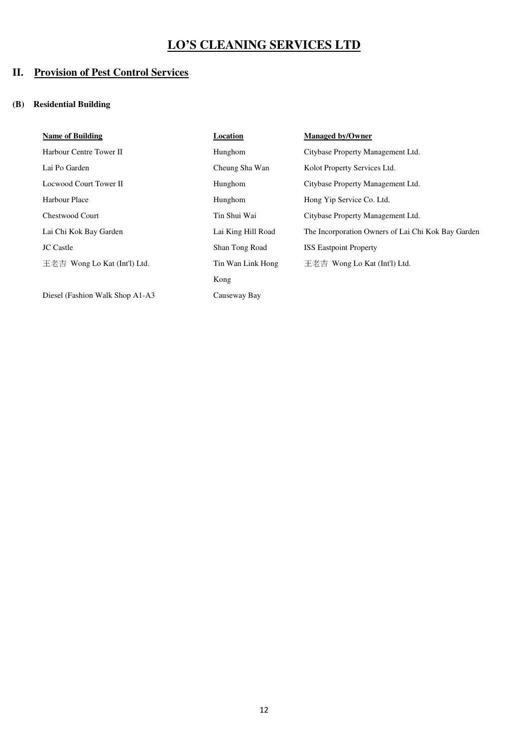# LO'S CLEANING SERVICES LTD

## II. Provision of Pest Control Services

### (B) Residential Building

| Name of Building | Location | Managed by/Owner |
|---|---|---|
| Harbour Centre Tower II | Hunghom | Citybase Property Management Ltd. |
| Lai Po Garden | Cheung Sha Wan | Kolot Property Services Ltd. |
| Locwood Court Tower II | Hunghom | Citybase Property Management Ltd. |
| Harbour Place | Hunghom | Hong Yip Service Co. Ltd. |
| Chestwood Court | Tin Shui Wai | Citybase Property Management Ltd. |
| Lai Chi Kok Bay Garden | Lai King Hill Road | The Incorporation Owners of Lai Chi Kok Bay Garden |
| JC Castle | Shan Tong Road | ISS Eastpoint Property |
| 王老吉 Wong Lo Kat (Int'l) Ltd. | Tin Wan Link Hong Kong | 王老吉 Wong Lo Kat (Int'l) Ltd. |
| Diesel (Fashion Walk Shop A1-A3 | Causeway Bay | |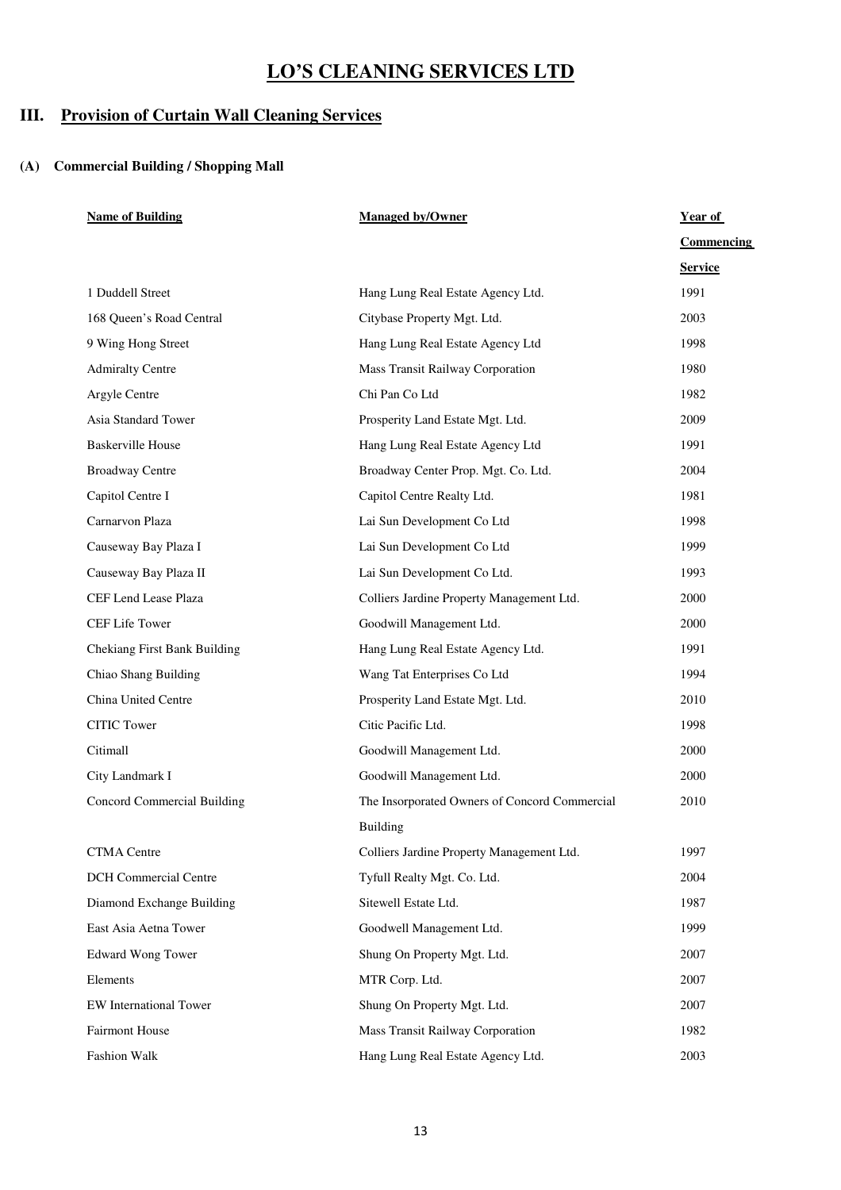# LO'S CLEANING SERVICES LTD

## III. Provision of Curtain Wall Cleaning Services

### (A) Commercial Building / Shopping Mall

| Name of Building | Managed by/Owner | Year of Commencing Service |
|---|---|---|
| 1 Duddell Street | Hang Lung Real Estate Agency Ltd. | 1991 |
| 168 Queen's Road Central | Citybase Property Mgt. Ltd. | 2003 |
| 9 Wing Hong Street | Hang Lung Real Estate Agency Ltd | 1998 |
| Admiralty Centre | Mass Transit Railway Corporation | 1980 |
| Argyle Centre | Chi Pan Co Ltd | 1982 |
| Asia Standard Tower | Prosperity Land Estate Mgt. Ltd. | 2009 |
| Baskerville House | Hang Lung Real Estate Agency Ltd | 1991 |
| Broadway Centre | Broadway Center Prop. Mgt. Co. Ltd. | 2004 |
| Capitol Centre I | Capitol Centre Realty Ltd. | 1981 |
| Carnarvon Plaza | Lai Sun Development Co Ltd | 1998 |
| Causeway Bay Plaza I | Lai Sun Development Co Ltd | 1999 |
| Causeway Bay Plaza II | Lai Sun Development Co Ltd. | 1993 |
| CEF Lend Lease Plaza | Colliers Jardine Property Management Ltd. | 2000 |
| CEF Life Tower | Goodwill Management Ltd. | 2000 |
| Chekiang First Bank Building | Hang Lung Real Estate Agency Ltd. | 1991 |
| Chiao Shang Building | Wang Tat Enterprises Co Ltd | 1994 |
| China United Centre | Prosperity Land Estate Mgt. Ltd. | 2010 |
| CITIC Tower | Citic Pacific Ltd. | 1998 |
| Citimall | Goodwill Management Ltd. | 2000 |
| City Landmark I | Goodwill Management Ltd. | 2000 |
| Concord Commercial Building | The Insorporated Owners of Concord Commercial Building | 2010 |
| CTMA Centre | Colliers Jardine Property Management Ltd. | 1997 |
| DCH Commercial Centre | Tyfull Realty Mgt. Co. Ltd. | 2004 |
| Diamond Exchange Building | Sitewell Estate Ltd. | 1987 |
| East Asia Aetna Tower | Goodwell Management Ltd. | 1999 |
| Edward Wong Tower | Shung On Property Mgt. Ltd. | 2007 |
| Elements | MTR Corp. Ltd. | 2007 |
| EW International Tower | Shung On Property Mgt. Ltd. | 2007 |
| Fairmont House | Mass Transit Railway Corporation | 1982 |
| Fashion Walk | Hang Lung Real Estate Agency Ltd. | 2003 |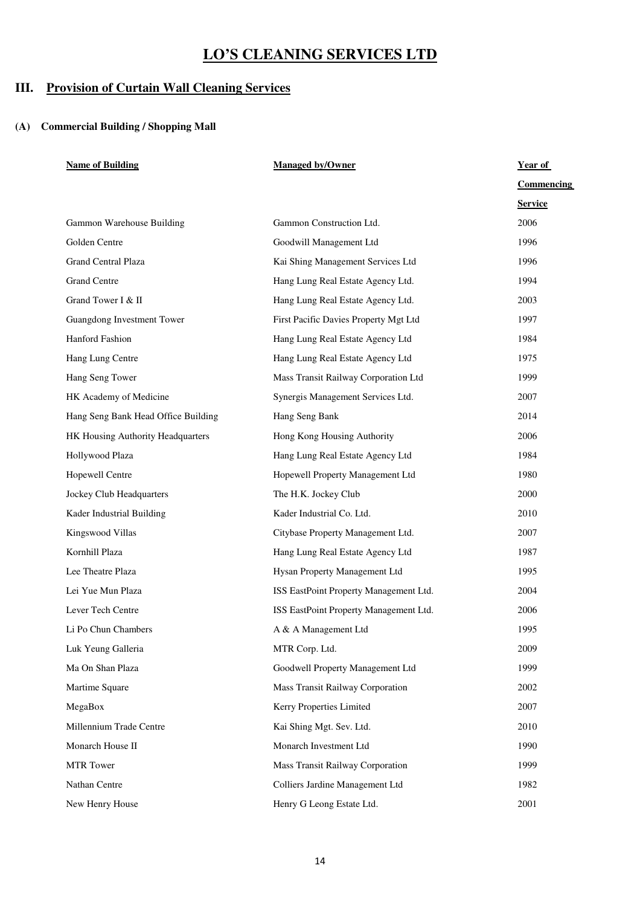# LO'S CLEANING SERVICES LTD

## III. Provision of Curtain Wall Cleaning Services

### (A) Commercial Building / Shopping Mall

| Name of Building | Managed by/Owner | Year of Commencing Service |
|---|---|---|
| Gammon Warehouse Building | Gammon Construction Ltd. | 2006 |
| Golden Centre | Goodwill Management Ltd | 1996 |
| Grand Central Plaza | Kai Shing Management Services Ltd | 1996 |
| Grand Centre | Hang Lung Real Estate Agency Ltd. | 1994 |
| Grand Tower I & II | Hang Lung Real Estate Agency Ltd. | 2003 |
| Guangdong Investment Tower | First Pacific Davies Property Mgt Ltd | 1997 |
| Hanford Fashion | Hang Lung Real Estate Agency Ltd | 1984 |
| Hang Lung Centre | Hang Lung Real Estate Agency Ltd | 1975 |
| Hang Seng Tower | Mass Transit Railway Corporation Ltd | 1999 |
| HK Academy of Medicine | Synergis Management Services Ltd. | 2007 |
| Hang Seng Bank Head Office Building | Hang Seng Bank | 2014 |
| HK Housing Authority Headquarters | Hong Kong Housing Authority | 2006 |
| Hollywood Plaza | Hang Lung Real Estate Agency Ltd | 1984 |
| Hopewell Centre | Hopewell Property Management Ltd | 1980 |
| Jockey Club Headquarters | The H.K. Jockey Club | 2000 |
| Kader Industrial Building | Kader Industrial Co. Ltd. | 2010 |
| Kingswood Villas | Citybase Property Management Ltd. | 2007 |
| Kornhill Plaza | Hang Lung Real Estate Agency Ltd | 1987 |
| Lee Theatre Plaza | Hysan Property Management Ltd | 1995 |
| Lei Yue Mun Plaza | ISS EastPoint Property Management Ltd. | 2004 |
| Lever Tech Centre | ISS EastPoint Property Management Ltd. | 2006 |
| Li Po Chun Chambers | A & A Management Ltd | 1995 |
| Luk Yeung Galleria | MTR Corp. Ltd. | 2009 |
| Ma On Shan Plaza | Goodwell Property Management Ltd | 1999 |
| Martime Square | Mass Transit Railway Corporation | 2002 |
| MegaBox | Kerry Properties Limited | 2007 |
| Millennium Trade Centre | Kai Shing Mgt. Sev. Ltd. | 2010 |
| Monarch House II | Monarch Investment Ltd | 1990 |
| MTR Tower | Mass Transit Railway Corporation | 1999 |
| Nathan Centre | Colliers Jardine Management Ltd | 1982 |
| New Henry House | Henry G Leong Estate Ltd. | 2001 |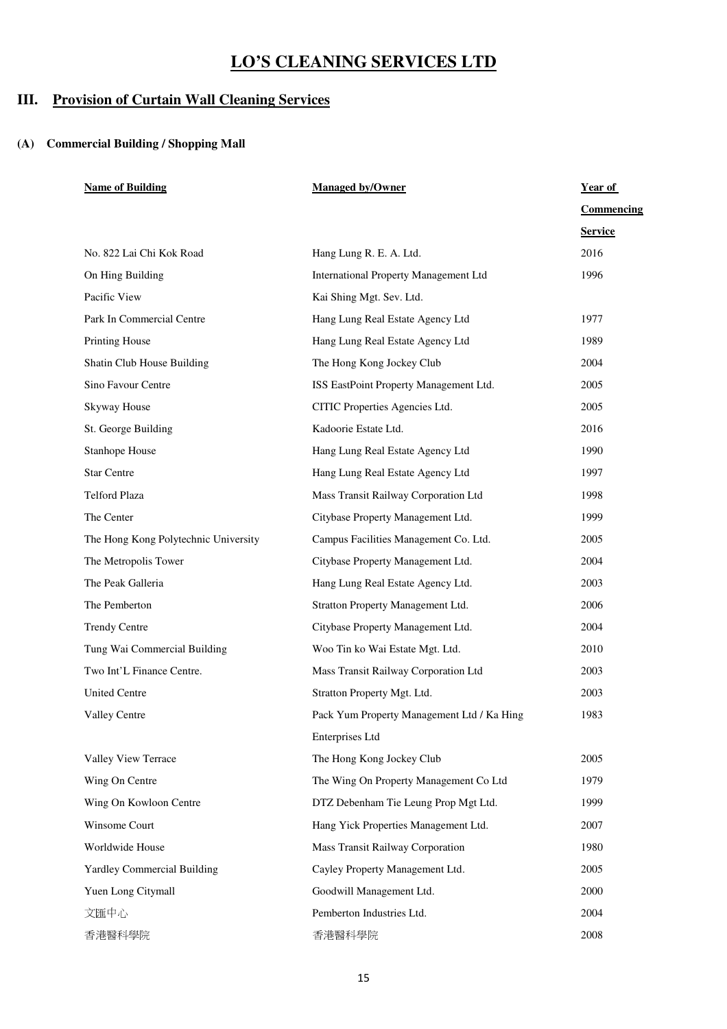# LO'S CLEANING SERVICES LTD

## III. Provision of Curtain Wall Cleaning Services

### (A) Commercial Building / Shopping Mall

| Name of Building | Managed by/Owner | Year of Commencing Service |
|---|---|---|
| No. 822 Lai Chi Kok Road | Hang Lung R. E. A. Ltd. | 2016 |
| On Hing Building | International Property Management Ltd | 1996 |
| Pacific View | Kai Shing Mgt. Sev. Ltd. | |
| Park In Commercial Centre | Hang Lung Real Estate Agency Ltd | 1977 |
| Printing House | Hang Lung Real Estate Agency Ltd | 1989 |
| Shatin Club House Building | The Hong Kong Jockey Club | 2004 |
| Sino Favour Centre | ISS EastPoint Property Management Ltd. | 2005 |
| Skyway House | CITIC Properties Agencies Ltd. | 2005 |
| St. George Building | Kadoorie Estate Ltd. | 2016 |
| Stanhope House | Hang Lung Real Estate Agency Ltd | 1990 |
| Star Centre | Hang Lung Real Estate Agency Ltd | 1997 |
| Telford Plaza | Mass Transit Railway Corporation Ltd | 1998 |
| The Center | Citybase Property Management Ltd. | 1999 |
| The Hong Kong Polytechnic University | Campus Facilities Management Co. Ltd. | 2005 |
| The Metropolis Tower | Citybase Property Management Ltd. | 2004 |
| The Peak Galleria | Hang Lung Real Estate Agency Ltd. | 2003 |
| The Pemberton | Stratton Property Management Ltd. | 2006 |
| Trendy Centre | Citybase Property Management Ltd. | 2004 |
| Tung Wai Commercial Building | Woo Tin ko Wai Estate Mgt. Ltd. | 2010 |
| Two Int'L Finance Centre. | Mass Transit Railway Corporation Ltd | 2003 |
| United Centre | Stratton Property Mgt. Ltd. | 2003 |
| Valley Centre | Pack Yum Property Management Ltd / Ka Hing Enterprises Ltd | 1983 |
| Valley View Terrace | The Hong Kong Jockey Club | 2005 |
| Wing On Centre | The Wing On Property Management Co Ltd | 1979 |
| Wing On Kowloon Centre | DTZ Debenham Tie Leung Prop Mgt Ltd. | 1999 |
| Winsome Court | Hang Yick Properties Management Ltd. | 2007 |
| Worldwide House | Mass Transit Railway Corporation | 1980 |
| Yardley Commercial Building | Cayley Property Management Ltd. | 2005 |
| Yuen Long Citymall | Goodwill Management Ltd. | 2000 |
| 文匯中心 | Pemberton Industries Ltd. | 2004 |
| 香港醫科學院 | 香港醫科學院 | 2008 |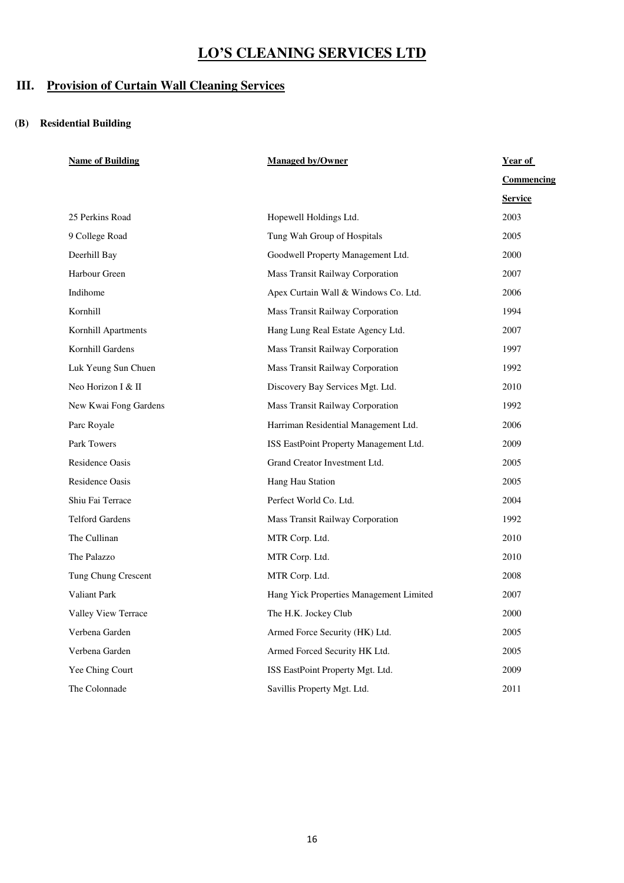# LO'S CLEANING SERVICES LTD

## III. Provision of Curtain Wall Cleaning Services

### (B) Residential Building

| Name of Building | Managed by/Owner | Year of Commencing Service |
|---|---|---|
| 25 Perkins Road | Hopewell Holdings Ltd. | 2003 |
| 9 College Road | Tung Wah Group of Hospitals | 2005 |
| Deerhill Bay | Goodwell Property Management Ltd. | 2000 |
| Harbour Green | Mass Transit Railway Corporation | 2007 |
| Indihome | Apex Curtain Wall & Windows Co. Ltd. | 2006 |
| Kornhill | Mass Transit Railway Corporation | 1994 |
| Kornhill Apartments | Hang Lung Real Estate Agency Ltd. | 2007 |
| Kornhill Gardens | Mass Transit Railway Corporation | 1997 |
| Luk Yeung Sun Chuen | Mass Transit Railway Corporation | 1992 |
| Neo Horizon I & II | Discovery Bay Services Mgt. Ltd. | 2010 |
| New Kwai Fong Gardens | Mass Transit Railway Corporation | 1992 |
| Parc Royale | Harriman Residential Management Ltd. | 2006 |
| Park Towers | ISS EastPoint Property Management Ltd. | 2009 |
| Residence Oasis | Grand Creator Investment Ltd. | 2005 |
| Residence Oasis | Hang Hau Station | 2005 |
| Shiu Fai Terrace | Perfect World Co. Ltd. | 2004 |
| Telford Gardens | Mass Transit Railway Corporation | 1992 |
| The Cullinan | MTR Corp. Ltd. | 2010 |
| The Palazzo | MTR Corp. Ltd. | 2010 |
| Tung Chung Crescent | MTR Corp. Ltd. | 2008 |
| Valiant Park | Hang Yick Properties Management Limited | 2007 |
| Valley View Terrace | The H.K. Jockey Club | 2000 |
| Verbena Garden | Armed Force Security (HK) Ltd. | 2005 |
| Verbena Garden | Armed Forced Security HK Ltd. | 2005 |
| Yee Ching Court | ISS EastPoint Property Mgt. Ltd. | 2009 |
| The Colonnade | Savillis Property Mgt. Ltd. | 2011 |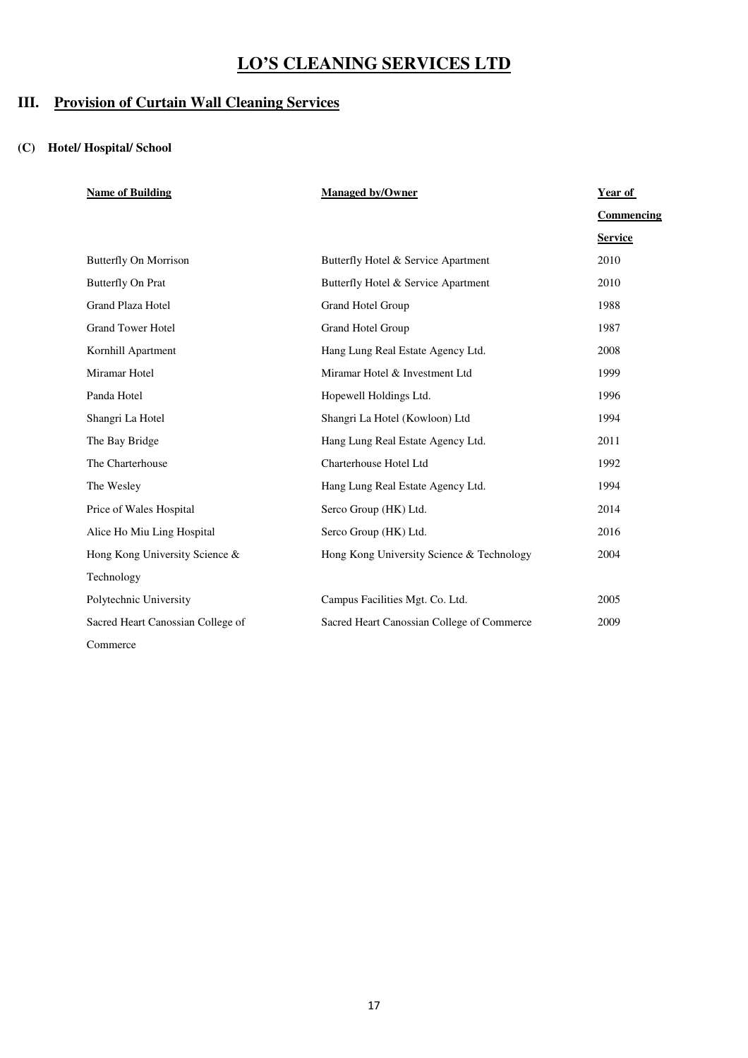# LO'S CLEANING SERVICES LTD

## III. Provision of Curtain Wall Cleaning Services

### (C) Hotel/ Hospital/ School

| Name of Building | Managed by/Owner | Year of Commencing Service |
|---|---|---|
| Butterfly On Morrison | Butterfly Hotel & Service Apartment | 2010 |
| Butterfly On Prat | Butterfly Hotel & Service Apartment | 2010 |
| Grand Plaza Hotel | Grand Hotel Group | 1988 |
| Grand Tower Hotel | Grand Hotel Group | 1987 |
| Kornhill Apartment | Hang Lung Real Estate Agency Ltd. | 2008 |
| Miramar Hotel | Miramar Hotel & Investment Ltd | 1999 |
| Panda Hotel | Hopewell Holdings Ltd. | 1996 |
| Shangri La Hotel | Shangri La Hotel (Kowloon) Ltd | 1994 |
| The Bay Bridge | Hang Lung Real Estate Agency Ltd. | 2011 |
| The Charterhouse | Charterhouse Hotel Ltd | 1992 |
| The Wesley | Hang Lung Real Estate Agency Ltd. | 1994 |
| Price of Wales Hospital | Serco Group (HK) Ltd. | 2014 |
| Alice Ho Miu Ling Hospital | Serco Group (HK) Ltd. | 2016 |
| Hong Kong University Science & Technology | Hong Kong University Science & Technology | 2004 |
| Polytechnic University | Campus Facilities Mgt. Co. Ltd. | 2005 |
| Sacred Heart Canossian College of Commerce | Sacred Heart Canossian College of Commerce | 2009 |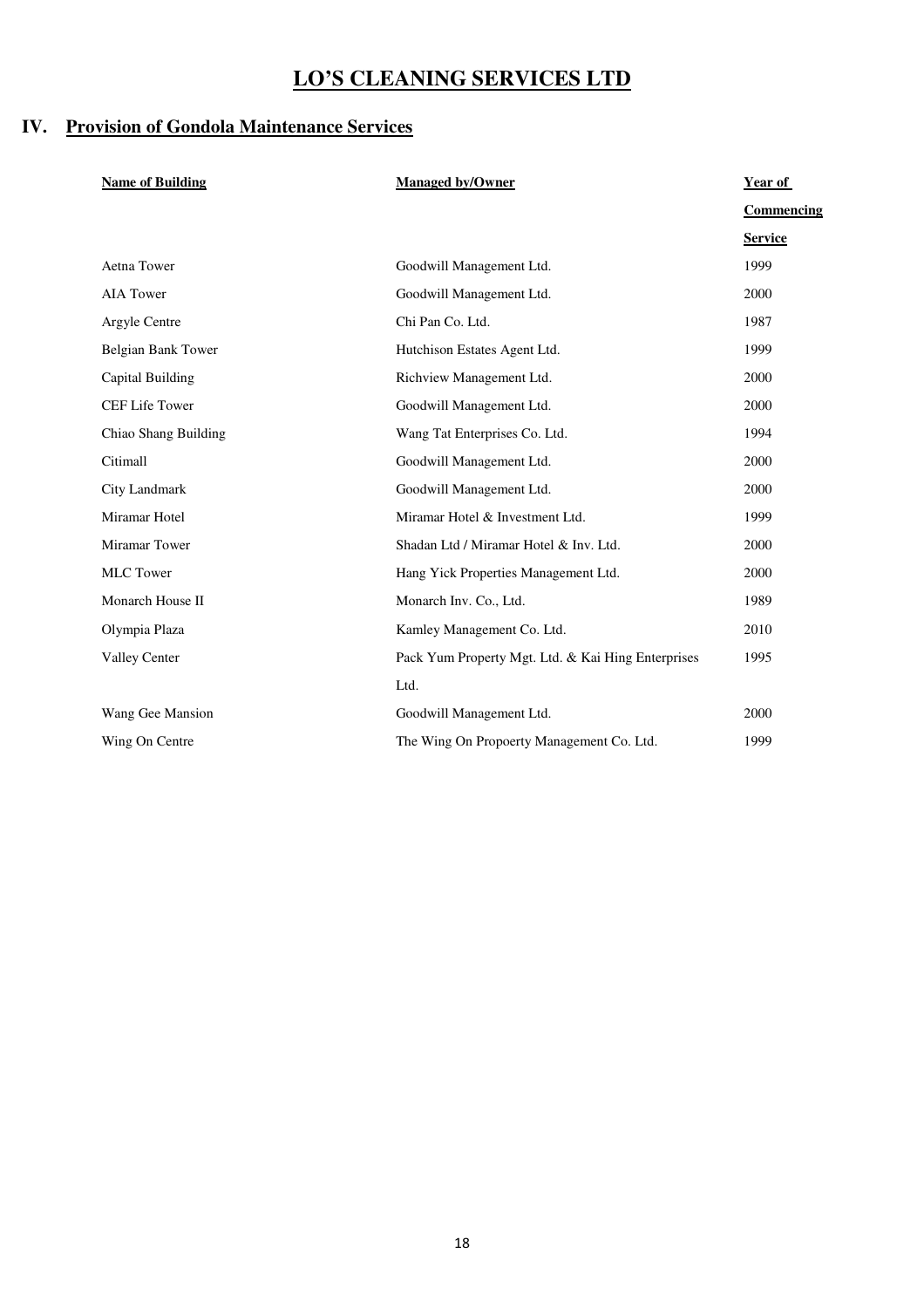# LO'S CLEANING SERVICES LTD

## IV. Provision of Gondola Maintenance Services

| Name of Building | Managed by/Owner | Year of Commencing Service |
|---|---|---|
| Aetna Tower | Goodwill Management Ltd. | 1999 |
| AIA Tower | Goodwill Management Ltd. | 2000 |
| Argyle Centre | Chi Pan Co. Ltd. | 1987 |
| Belgian Bank Tower | Hutchison Estates Agent Ltd. | 1999 |
| Capital Building | Richview Management Ltd. | 2000 |
| CEF Life Tower | Goodwill Management Ltd. | 2000 |
| Chiao Shang Building | Wang Tat Enterprises Co. Ltd. | 1994 |
| Citimall | Goodwill Management Ltd. | 2000 |
| City Landmark | Goodwill Management Ltd. | 2000 |
| Miramar Hotel | Miramar Hotel & Investment Ltd. | 1999 |
| Miramar Tower | Shadan Ltd / Miramar Hotel & Inv. Ltd. | 2000 |
| MLC Tower | Hang Yick Properties Management Ltd. | 2000 |
| Monarch House II | Monarch Inv. Co., Ltd. | 1989 |
| Olympia Plaza | Kamley Management Co. Ltd. | 2010 |
| Valley Center | Pack Yum Property Mgt. Ltd. & Kai Hing Enterprises Ltd. | 1995 |
| Wang Gee Mansion | Goodwill Management Ltd. | 2000 |
| Wing On Centre | The Wing On Propoerty Management Co. Ltd. | 1999 |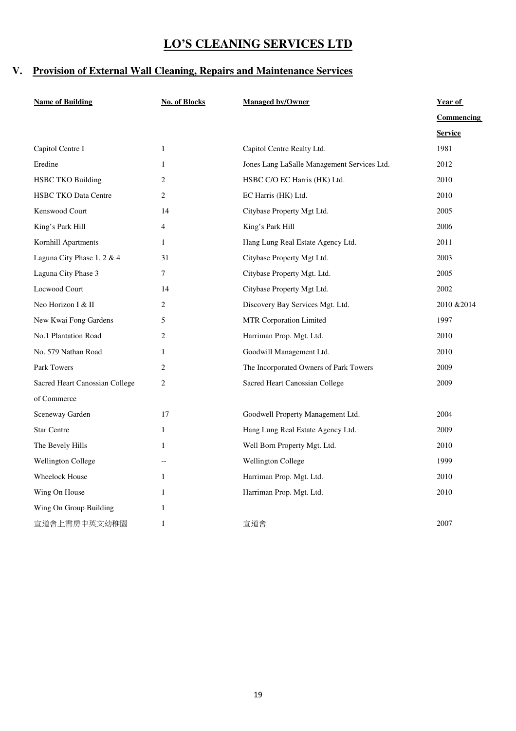# LO'S CLEANING SERVICES LTD

## V. Provision of External Wall Cleaning, Repairs and Maintenance Services

| Name of Building | No. of Blocks | Managed by/Owner | Year of Commencing Service |
|---|---|---|---|
| Capitol Centre I | 1 | Capitol Centre Realty Ltd. | 1981 |
| Eredine | 1 | Jones Lang LaSalle Management Services Ltd. | 2012 |
| HSBC TKO Building | 2 | HSBC C/O EC Harris (HK) Ltd. | 2010 |
| HSBC TKO Data Centre | 2 | EC Harris (HK) Ltd. | 2010 |
| Kenswood Court | 14 | Citybase Property Mgt Ltd. | 2005 |
| King's Park Hill | 4 | King's Park Hill | 2006 |
| Kornhill Apartments | 1 | Hang Lung Real Estate Agency Ltd. | 2011 |
| Laguna City Phase 1, 2 & 4 | 31 | Citybase Property Mgt Ltd. | 2003 |
| Laguna City Phase 3 | 7 | Citybase Property Mgt. Ltd. | 2005 |
| Locwood Court | 14 | Citybase Property Mgt Ltd. | 2002 |
| Neo Horizon I & II | 2 | Discovery Bay Services Mgt. Ltd. | 2010 &2014 |
| New Kwai Fong Gardens | 5 | MTR Corporation Limited | 1997 |
| No.1 Plantation Road | 2 | Harriman Prop. Mgt. Ltd. | 2010 |
| No. 579 Nathan Road | 1 | Goodwill Management Ltd. | 2010 |
| Park Towers | 2 | The Incorporated Owners of Park Towers | 2009 |
| Sacred Heart Canossian College of Commerce | 2 | Sacred Heart Canossian College | 2009 |
| Sceneway Garden | 17 | Goodwell Property Management Ltd. | 2004 |
| Star Centre | 1 | Hang Lung Real Estate Agency Ltd. | 2009 |
| The Bevely Hills | 1 | Well Born Property Mgt. Ltd. | 2010 |
| Wellington College | -- | Wellington College | 1999 |
| Wheelock House | 1 | Harriman Prop. Mgt. Ltd. | 2010 |
| Wing On House | 1 | Harriman Prop. Mgt. Ltd. | 2010 |
| Wing On Group Building | 1 | | |
| 宣道會上書房中英文幼稚園 | 1 | 宣道會 | 2007 |